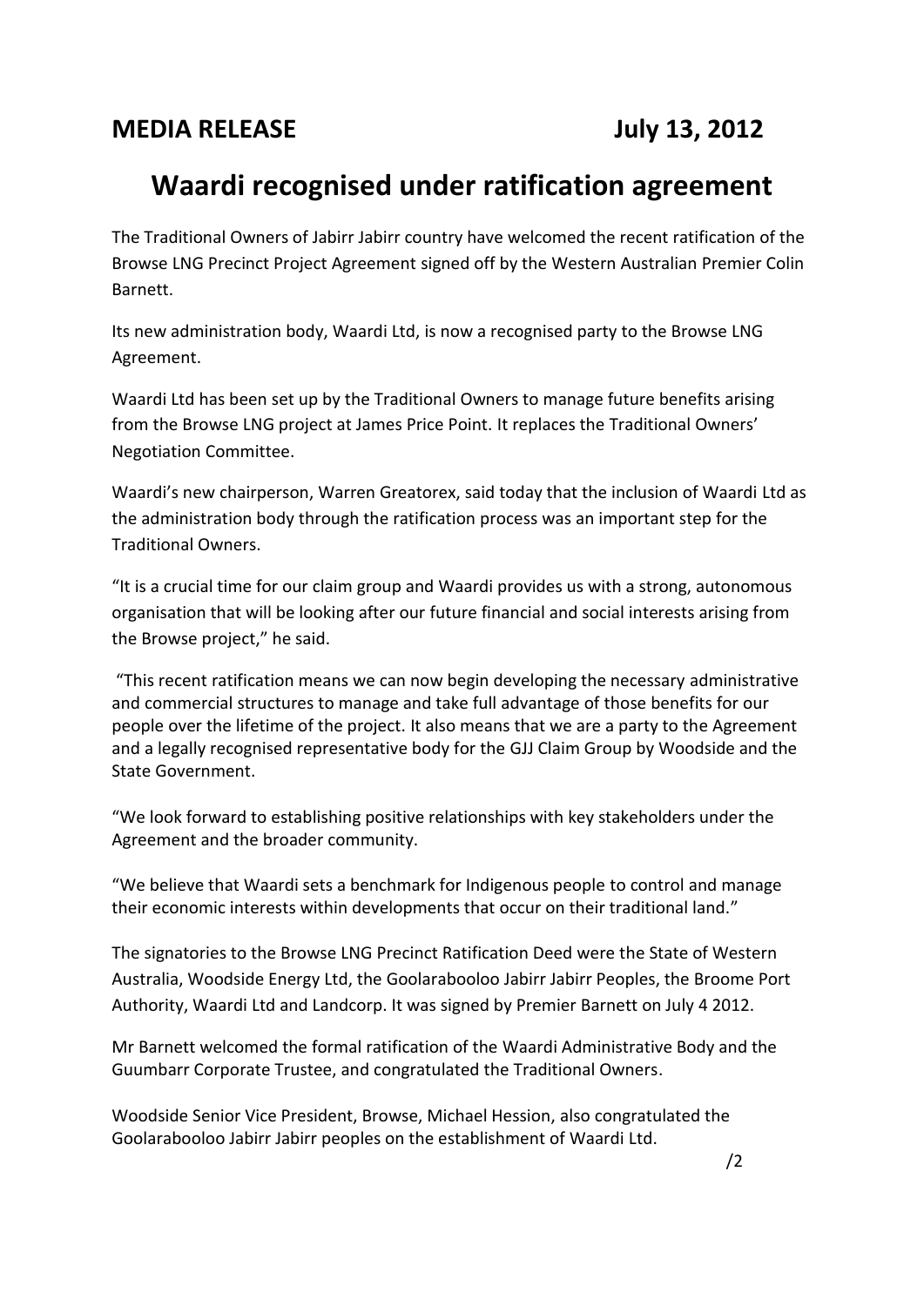**MEDIA RELEASE** **July 13, 2012**

# Waardi recognised under ratification agreement

The Traditional Owners of Jabirr Jabirr country have welcomed the recent ratification of the Browse LNG Precinct Project Agreement signed off by the Western Australian Premier Colin Barnett.

Its new administration body, Waardi Ltd, is now a recognised party to the Browse LNG Agreement.

Waardi Ltd has been set up by the Traditional Owners to manage future benefits arising from the Browse LNG project at James Price Point. It replaces the Traditional Owners' Negotiation Committee.

Waardi's new chairperson, Warren Greatorex, said today that the inclusion of Waardi Ltd as the administration body through the ratification process was an important step for the Traditional Owners.

"It is a crucial time for our claim group and Waardi provides us with a strong, autonomous organisation that will be looking after our future financial and social interests arising from the Browse project," he said.

"This recent ratification means we can now begin developing the necessary administrative and commercial structures to manage and take full advantage of those benefits for our people over the lifetime of the project. It also means that we are a party to the Agreement and a legally recognised representative body for the GJJ Claim Group by Woodside and the State Government.

"We look forward to establishing positive relationships with key stakeholders under the Agreement and the broader community.

"We believe that Waardi sets a benchmark for Indigenous people to control and manage their economic interests within developments that occur on their traditional land."

The signatories to the Browse LNG Precinct Ratification Deed were the State of Western Australia, Woodside Energy Ltd, the Goolarabooloo Jabirr Jabirr Peoples, the Broome Port Authority, Waardi Ltd and Landcorp. It was signed by Premier Barnett on July 4 2012.

Mr Barnett welcomed the formal ratification of the Waardi Administrative Body and the Guumbarr Corporate Trustee, and congratulated the Traditional Owners.

Woodside Senior Vice President, Browse, Michael Hession, also congratulated the Goolarabooloo Jabirr Jabirr peoples on the establishment of Waardi Ltd.

/2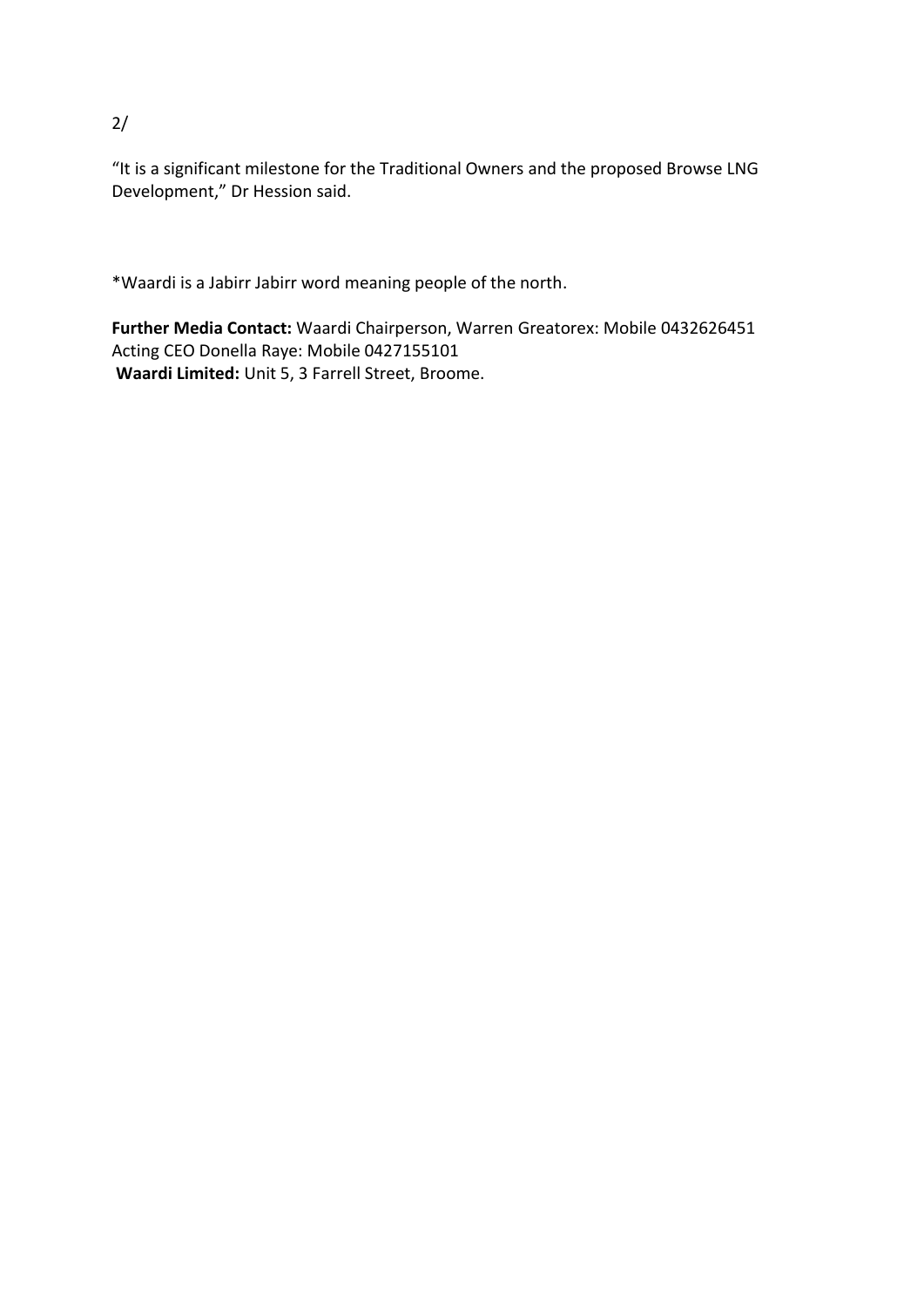"It is a significant milestone for the Traditional Owners and the proposed Browse LNG Development," Dr Hession said.

*Waardi is a Jabirr Jabirr word meaning people of the north.

**Further Media Contact:** Waardi Chairperson, Warren Greatorex: Mobile 0432626451
Acting CEO Donella Raye: Mobile 0427155101
**Waardi Limited:** Unit 5, 3 Farrell Street, Broome.